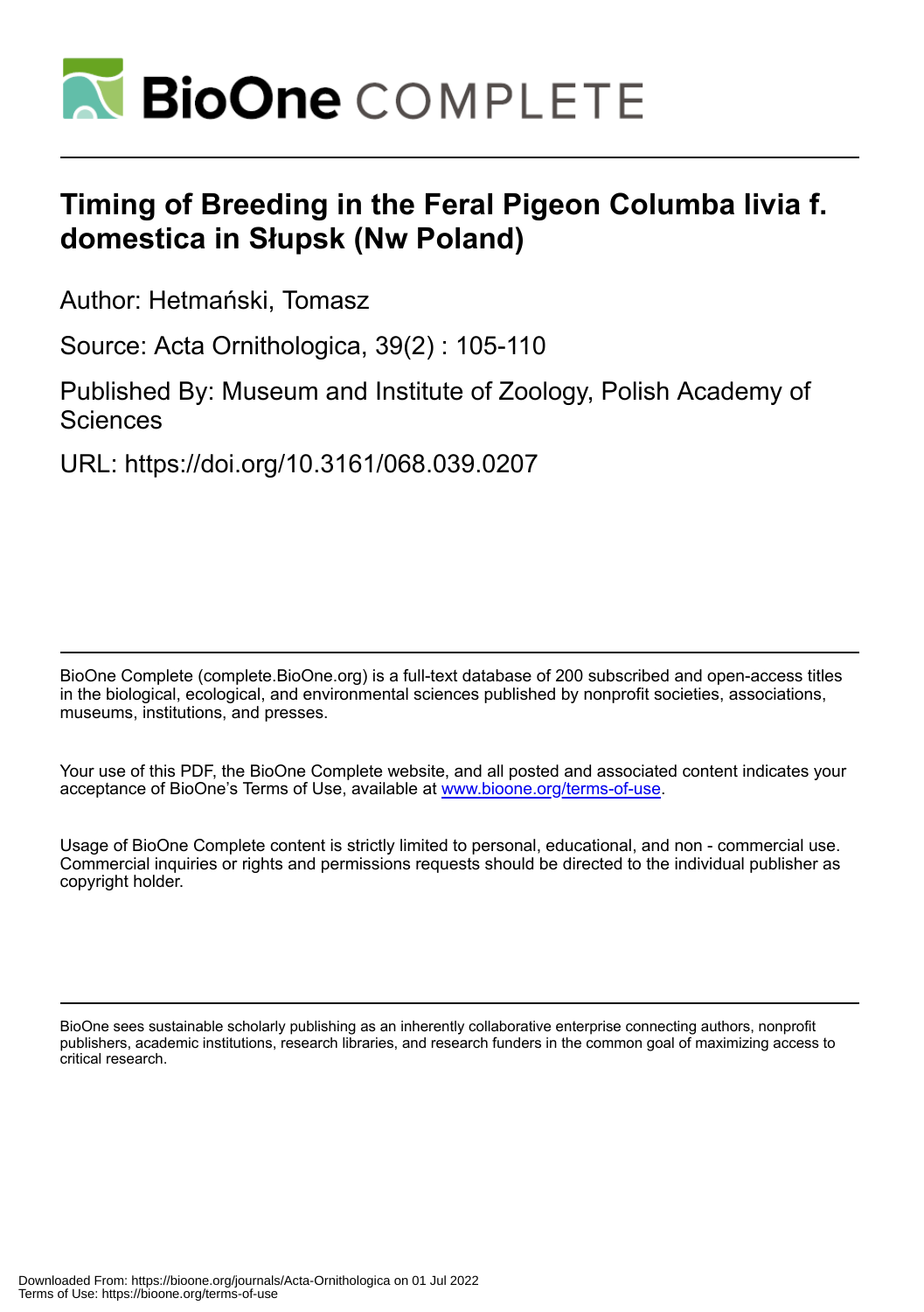# Timing of Breeding in the Feral Pigeon Columba livia f. domestica in Słupsk (Nw Poland)

Author: Hetmański, Tomasz

Source: Acta Ornithologica, 39(2) : 105-110

Published By: Museum and Institute of Zoology, Polish Academy of Sciences

URL: https://doi.org/10.3161/068.039.0207

BioOne Complete (complete.BioOne.org) is a full-text database of 200 subscribed and open-access titles in the biological, ecological, and environmental sciences published by nonprofit societies, associations, museums, institutions, and presses.

Your use of this PDF, the BioOne Complete website, and all posted and associated content indicates your acceptance of BioOne's Terms of Use, available at www.bioone.org/terms-of-use.

Usage of BioOne Complete content is strictly limited to personal, educational, and non - commercial use. Commercial inquiries or rights and permissions requests should be directed to the individual publisher as copyright holder.

BioOne sees sustainable scholarly publishing as an inherently collaborative enterprise connecting authors, nonprofit publishers, academic institutions, research libraries, and research funders in the common goal of maximizing access to critical research.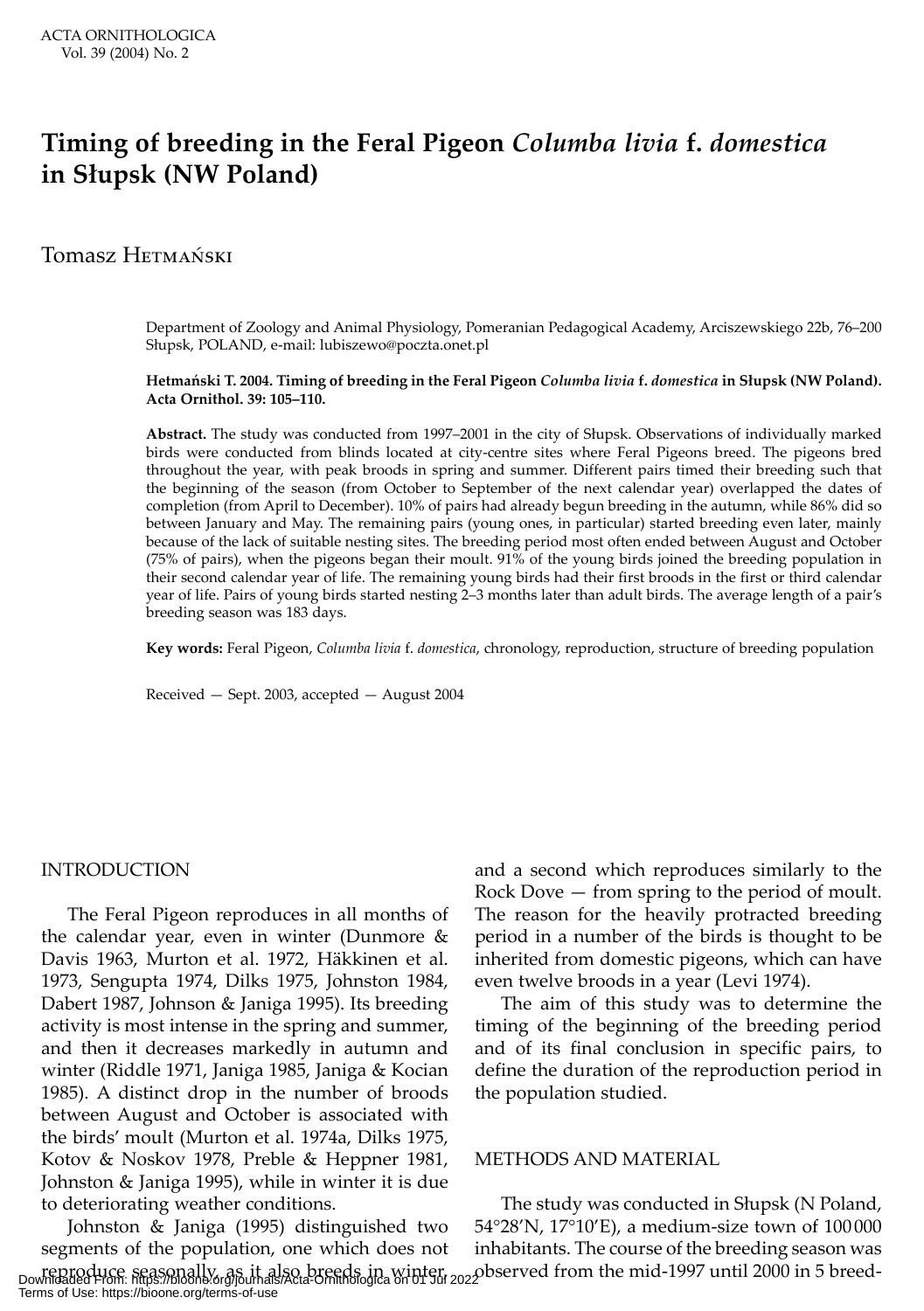# Timing of breeding in the Feral Pigeon *Columba livia* f. *domestica* in Słupsk (NW Poland)

Tomasz Hetmański

Department of Zoology and Animal Physiology, Pomeranian Pedagogical Academy, Arciszewskiego 22b, 76–200 Słupsk, POLAND, e-mail: lubiszewo@poczta.onet.pl

**Hetmański T. 2004. Timing of breeding in the Feral Pigeon *Columba livia* f. *domestica* in Słupsk (NW Poland). Acta Ornithol. 39: 105–110.**

**Abstract.** The study was conducted from 1997–2001 in the city of Słupsk. Observations of individually marked birds were conducted from blinds located at city-centre sites where Feral Pigeons breed. The pigeons bred throughout the year, with peak broods in spring and summer. Different pairs timed their breeding such that the beginning of the season (from October to September of the next calendar year) overlapped the dates of completion (from April to December). 10% of pairs had already begun breeding in the autumn, while 86% did so between January and May. The remaining pairs (young ones, in particular) started breeding even later, mainly because of the lack of suitable nesting sites. The breeding period most often ended between August and October (75% of pairs), when the pigeons began their moult. 91% of the young birds joined the breeding population in their second calendar year of life. The remaining young birds had their first broods in the first or third calendar year of life. Pairs of young birds started nesting 2–3 months later than adult birds. The average length of a pair's breeding season was 183 days.

**Key words:** Feral Pigeon, *Columba livia* f. *domestica*, chronology, reproduction, structure of breeding population

Received — Sept. 2003, accepted — August 2004

## INTRODUCTION

The Feral Pigeon reproduces in all months of the calendar year, even in winter (Dunmore & Davis 1963, Murton et al. 1972, Häkkinen et al. 1973, Sengupta 1974, Dilks 1975, Johnston 1984, Dabert 1987, Johnson & Janiga 1995). Its breeding activity is most intense in the spring and summer, and then it decreases markedly in autumn and winter (Riddle 1971, Janiga 1985, Janiga & Kocian 1985). A distinct drop in the number of broods between August and October is associated with the birds' moult (Murton et al. 1974a, Dilks 1975, Kotov & Noskov 1978, Preble & Heppner 1981, Johnston & Janiga 1995), while in winter it is due to deteriorating weather conditions.

Johnston & Janiga (1995) distinguished two segments of the population, one which does not reproduce seasonally, as it also breeds in winter, and a second which reproduces similarly to the Rock Dove — from spring to the period of moult. The reason for the heavily protracted breeding period in a number of the birds is thought to be inherited from domestic pigeons, which can have even twelve broods in a year (Levi 1974).

The aim of this study was to determine the timing of the beginning of the breeding period and of its final conclusion in specific pairs, to define the duration of the reproduction period in the population studied.

## METHODS AND MATERIAL

The study was conducted in Słupsk (N Poland, 54°28'N, 17°10'E), a medium-size town of 100 000 inhabitants. The course of the breeding season was observed from the mid-1997 until 2000 in 5 breed-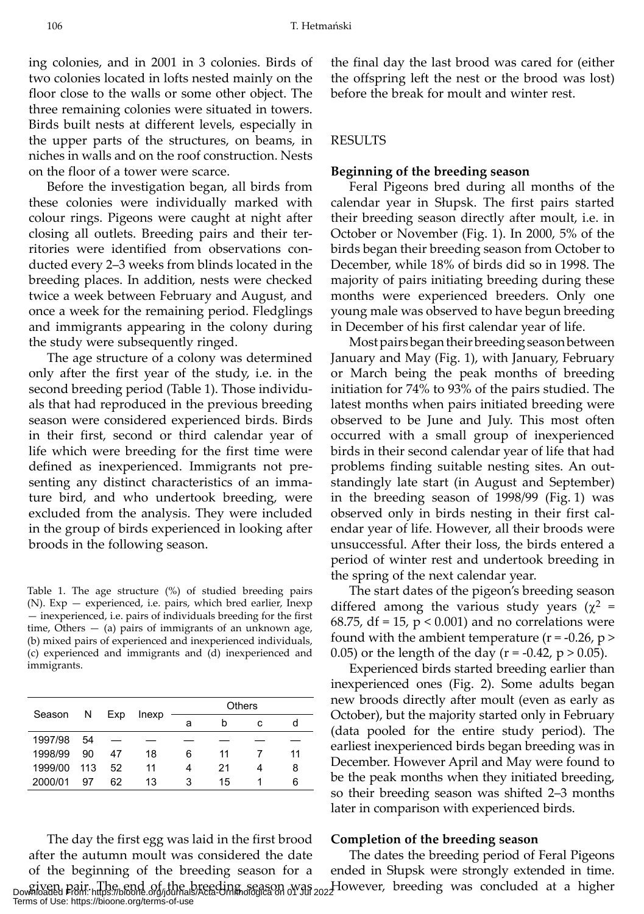ing colonies, and in 2001 in 3 colonies. Birds of two colonies located in lofts nested mainly on the floor close to the walls or some other object. The three remaining colonies were situated in towers. Birds built nests at different levels, especially in the upper parts of the structures, on beams, in niches in walls and on the roof construction. Nests on the floor of a tower were scarce.

Before the investigation began, all birds from these colonies were individually marked with colour rings. Pigeons were caught at night after closing all outlets. Breeding pairs and their territories were identified from observations conducted every 2–3 weeks from blinds located in the breeding places. In addition, nests were checked twice a week between February and August, and once a week for the remaining period. Fledglings and immigrants appearing in the colony during the study were subsequently ringed.

The age structure of a colony was determined only after the first year of the study, i.e. in the second breeding period (Table 1). Those individuals that had reproduced in the previous breeding season were considered experienced birds. Birds in their first, second or third calendar year of life which were breeding for the first time were defined as inexperienced. Immigrants not presenting any distinct characteristics of an immature bird, and who undertook breeding, were excluded from the analysis. They were included in the group of birds experienced in looking after broods in the following season.

Table 1. The age structure (%) of studied breeding pairs (N). Exp — experienced, i.e. pairs, which bred earlier, Inexp — inexperienced, i.e. pairs of individuals breeding for the first time, Others — (a) pairs of immigrants of an unknown age, (b) mixed pairs of experienced and inexperienced individuals, (c) experienced and immigrants and (d) inexperienced and immigrants.

| Season | N | Exp | Inexp | Others | | | |
|---|---|---|---|---|---|---|---|
| | | | | a | b | c | d |
| 1997/98 | 54 | — | — | — | — | — | — |
| 1998/99 | 90 | 47 | 18 | 6 | 11 | 7 | 11 |
| 1999/00 | 113 | 52 | 11 | 4 | 21 | 4 | 8 |
| 2000/01 | 97 | 62 | 13 | 3 | 15 | 1 | 6 |

The day the first egg was laid in the first brood after the autumn moult was considered the date of the beginning of the breeding season for a given pair. The end of the breeding season was the final day the last brood was cared for (either the offspring left the nest or the brood was lost) before the break for moult and winter rest.

## RESULTS

### Beginning of the breeding season

Feral Pigeons bred during all months of the calendar year in Słupsk. The first pairs started their breeding season directly after moult, i.e. in October or November (Fig. 1). In 2000, 5% of the birds began their breeding season from October to December, while 18% of birds did so in 1998. The majority of pairs initiating breeding during these months were experienced breeders. Only one young male was observed to have begun breeding in December of his first calendar year of life.

Most pairs began their breeding season between January and May (Fig. 1), with January, February or March being the peak months of breeding initiation for 74% to 93% of the pairs studied. The latest months when pairs initiated breeding were observed to be June and July. This most often occurred with a small group of inexperienced birds in their second calendar year of life that had problems finding suitable nesting sites. An outstandingly late start (in August and September) in the breeding season of 1998/99 (Fig. 1) was observed only in birds nesting in their first calendar year of life. However, all their broods were unsuccessful. After their loss, the birds entered a period of winter rest and undertook breeding in the spring of the next calendar year.

The start dates of the pigeon's breeding season differed among the various study years ($\chi^2$ = 68.75, df = 15, $p < 0.001$) and no correlations were found with the ambient temperature ($r = -0.26$, $p > 0.05$) or the length of the day ($r = -0.42$, $p > 0.05$).

Experienced birds started breeding earlier than inexperienced ones (Fig. 2). Some adults began new broods directly after moult (even as early as October), but the majority started only in February (data pooled for the entire study period). The earliest inexperienced birds began breeding was in December. However April and May were found to be the peak months when they initiated breeding, so their breeding season was shifted 2–3 months later in comparison with experienced birds.

### Completion of the breeding season

The dates the breeding period of Feral Pigeons ended in Słupsk were strongly extended in time. However, breeding was concluded at a higher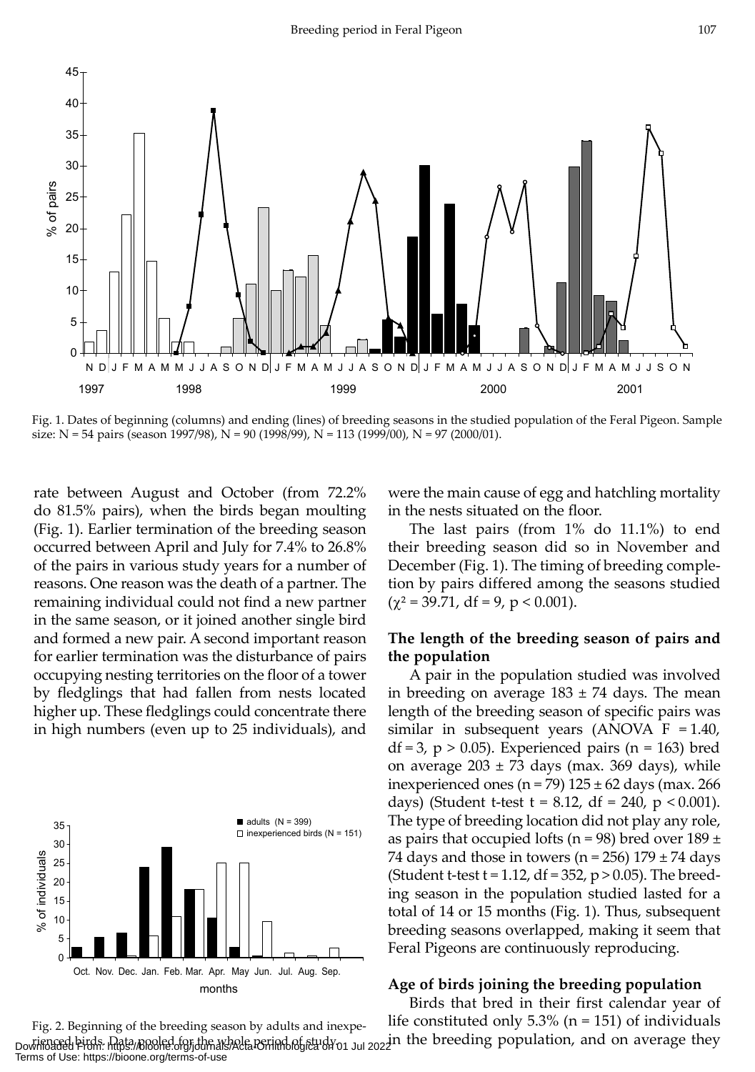Fig. 1. Dates of beginning (columns) and ending (lines) of breeding seasons in the studied population of the Feral Pigeon. Sample size: N = 54 pairs (season 1997/98), N = 90 (1998/99), N = 113 (1999/00), N = 97 (2000/01).

rate between August and October (from 72.2% do 81.5% pairs), when the birds began moulting (Fig. 1). Earlier termination of the breeding season occurred between April and July for 7.4% to 26.8% of the pairs in various study years for a number of reasons. One reason was the death of a partner. The remaining individual could not find a new partner in the same season, or it joined another single bird and formed a new pair. A second important reason for earlier termination was the disturbance of pairs occupying nesting territories on the floor of a tower by fledglings that had fallen from nests located higher up. These fledglings could concentrate there in high numbers (even up to 25 individuals), and were the main cause of egg and hatchling mortality in the nests situated on the floor.

The last pairs (from 1% do 11.1%) to end their breeding season did so in November and December (Fig. 1). The timing of breeding completion by pairs differed among the seasons studied ($\chi^2 = 39.71$, df = 9, $p < 0.001$).

Fig. 2. Beginning of the breeding season by adults and inexperienced birds. Data pooled for the whole period of study.

### The length of the breeding season of pairs and the population

A pair in the population studied was involved in breeding on average 183 ± 74 days. The mean length of the breeding season of specific pairs was similar in subsequent years (ANOVA $F = 1.40$, df = 3, $p > 0.05$). Experienced pairs (n = 163) bred on average 203 ± 73 days (max. 369 days), while inexperienced ones (n = 79) 125 ± 62 days (max. 266 days) (Student t-test $t = 8.12$, df = 240, $p < 0.001$). The type of breeding location did not play any role, as pairs that occupied lofts (n = 98) bred over 189 ± 74 days and those in towers (n = 256) 179 ± 74 days (Student t-test $t = 1.12$, df = 352, $p > 0.05$). The breeding season in the population studied lasted for a total of 14 or 15 months (Fig. 1). Thus, subsequent breeding seasons overlapped, making it seem that Feral Pigeons are continuously reproducing.

### Age of birds joining the breeding population

Birds that bred in their first calendar year of life constituted only 5.3% (n = 151) of individuals in the breeding population, and on average they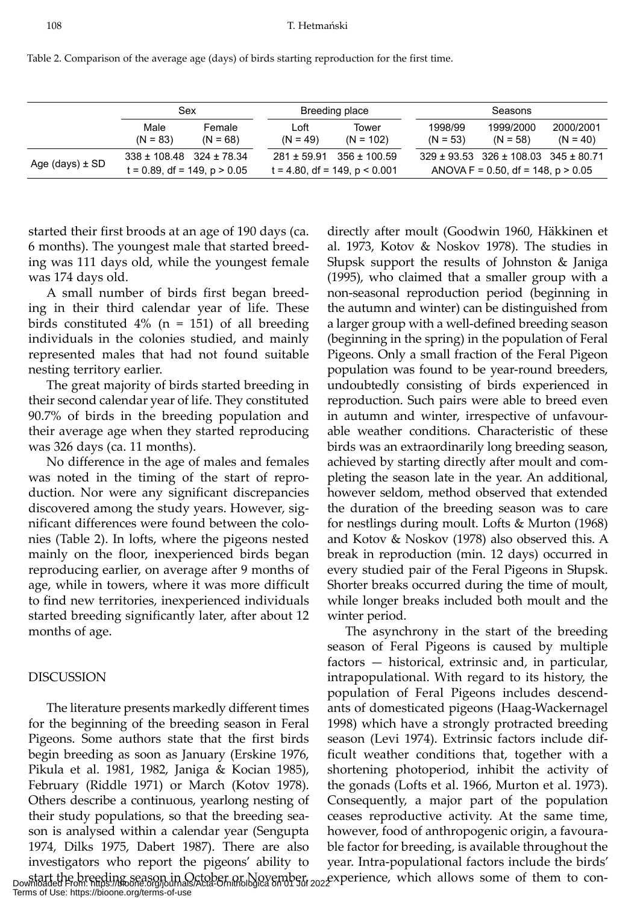Table 2. Comparison of the average age (days) of birds starting reproduction for the first time.

| | Sex | | Breeding place | | Seasons | | |
|---|---|---|---|---|---|---|---|
| | Male (N = 83) | Female (N = 68) | Loft (N = 49) | Tower (N = 102) | 1998/99 (N = 53) | 1999/2000 (N = 58) | 2000/2001 (N = 40) |
| Age (days) ± SD | 338 ± 108.48 | 324 ± 78.34 | 281 ± 59.91 | 356 ± 100.59 | 329 ± 93.53 | 326 ± 108.03 | 345 ± 80.71 |
| | $t = 0.89$, $df = 149$, $p > 0.05$ | | $t = 4.80$, $df = 149$, $p < 0.001$ | | ANOVA $F = 0.50$, $df = 148$, $p > 0.05$ | | |

started their first broods at an age of 190 days (ca. 6 months). The youngest male that started breeding was 111 days old, while the youngest female was 174 days old.

A small number of birds first began breeding in their third calendar year of life. These birds constituted 4% (n = 151) of all breeding individuals in the colonies studied, and mainly represented males that had not found suitable nesting territory earlier.

The great majority of birds started breeding in their second calendar year of life. They constituted 90.7% of birds in the breeding population and their average age when they started reproducing was 326 days (ca. 11 months).

No difference in the age of males and females was noted in the timing of the start of reproduction. Nor were any significant discrepancies discovered among the study years. However, significant differences were found between the colonies (Table 2). In lofts, where the pigeons nested mainly on the floor, inexperienced birds began reproducing earlier, on average after 9 months of age, while in towers, where it was more difficult to find new territories, inexperienced individuals started breeding significantly later, after about 12 months of age.

## DISCUSSION

The literature presents markedly different times for the beginning of the breeding season in Feral Pigeons. Some authors state that the first birds begin breeding as soon as January (Erskine 1976, Pikula et al. 1981, 1982, Janiga & Kocian 1985), February (Riddle 1971) or March (Kotov 1978). Others describe a continuous, yearlong nesting of their study populations, so that the breeding season is analysed within a calendar year (Sengupta 1974, Dilks 1975, Dabert 1987). There are also investigators who report the pigeons' ability to start the breeding season in October or November, directly after moult (Goodwin 1960, Häkkinen et al. 1973, Kotov & Noskov 1978). The studies in Słupsk support the results of Johnston & Janiga (1995), who claimed that a smaller group with a non-seasonal reproduction period (beginning in the autumn and winter) can be distinguished from a larger group with a well-defined breeding season (beginning in the spring) in the population of Feral Pigeons. Only a small fraction of the Feral Pigeon population was found to be year-round breeders, undoubtedly consisting of birds experienced in reproduction. Such pairs were able to breed even in autumn and winter, irrespective of unfavourable weather conditions. Characteristic of these birds was an extraordinarily long breeding season, achieved by starting directly after moult and completing the season late in the year. An additional, however seldom, method observed that extended the duration of the breeding season was to care for nestlings during moult. Lofts & Murton (1968) and Kotov & Noskov (1978) also observed this. A break in reproduction (min. 12 days) occurred in every studied pair of the Feral Pigeons in Słupsk. Shorter breaks occurred during the time of moult, while longer breaks included both moult and the winter period.

The asynchrony in the start of the breeding season of Feral Pigeons is caused by multiple factors — historical, extrinsic and, in particular, intrapopulational. With regard to its history, the population of Feral Pigeons includes descendants of domesticated pigeons (Haag-Wackernagel 1998) which have a strongly protracted breeding season (Levi 1974). Extrinsic factors include difficult weather conditions that, together with a shortening photoperiod, inhibit the activity of the gonads (Lofts et al. 1966, Murton et al. 1973). Consequently, a major part of the population ceases reproductive activity. At the same time, however, food of anthropogenic origin, a favourable factor for breeding, is available throughout the year. Intra-populational factors include the birds' experience, which allows some of them to con-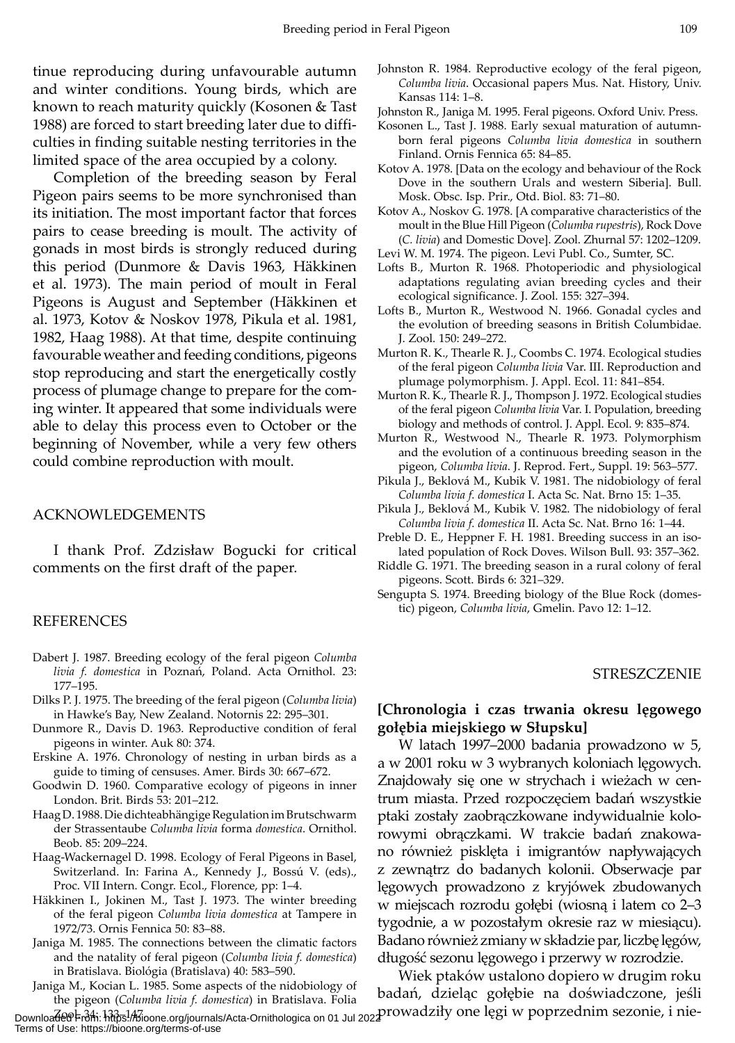tinue reproducing during unfavourable autumn and winter conditions. Young birds, which are known to reach maturity quickly (Kosonen & Tast 1988) are forced to start breeding later due to difficulties in finding suitable nesting territories in the limited space of the area occupied by a colony.

Completion of the breeding season by Feral Pigeon pairs seems to be more synchronised than its initiation. The most important factor that forces pairs to cease breeding is moult. The activity of gonads in most birds is strongly reduced during this period (Dunmore & Davis 1963, Häkkinen et al. 1973). The main period of moult in Feral Pigeons is August and September (Häkkinen et al. 1973, Kotov & Noskov 1978, Pikula et al. 1981, 1982, Haag 1988). At that time, despite continuing favourable weather and feeding conditions, pigeons stop reproducing and start the energetically costly process of plumage change to prepare for the coming winter. It appeared that some individuals were able to delay this process even to October or the beginning of November, while a very few others could combine reproduction with moult.

## ACKNOWLEDGEMENTS

I thank Prof. Zdzisław Bogucki for critical comments on the first draft of the paper.

## REFERENCES

Dabert J. 1987. Breeding ecology of the feral pigeon *Columba livia f. domestica* in Poznań, Poland. Acta Ornithol. 23: 177–195.

Dilks P. J. 1975. The breeding of the feral pigeon (*Columba livia*) in Hawke's Bay, New Zealand. Notornis 22: 295–301.

Dunmore R., Davis D. 1963. Reproductive condition of feral pigeons in winter. Auk 80: 374.

Erskine A. 1976. Chronology of nesting in urban birds as a guide to timing of censuses. Amer. Birds 30: 667–672.

Goodwin D. 1960. Comparative ecology of pigeons in inner London. Brit. Birds 53: 201–212.

Haag D. 1988. Die dichteabhängige Regulation im Brutschwarm der Strassentaube *Columba livia* forma *domestica*. Ornithol. Beob. 85: 209–224.

Haag-Wackernagel D. 1998. Ecology of Feral Pigeons in Basel, Switzerland. In: Farina A., Kennedy J., Bossú V. (eds)., Proc. VII Intern. Congr. Ecol., Florence, pp: 1–4.

Häkkinen I., Jokinen M., Tast J. 1973. The winter breeding of the feral pigeon *Columba livia domestica* at Tampere in 1972/73. Ornis Fennica 50: 83–88.

Janiga M. 1985. The connections between the climatic factors and the natality of feral pigeon (*Columba livia f. domestica*) in Bratislava. Biológia (Bratislava) 40: 583–590.

Janiga M., Kocian L. 1985. Some aspects of the nidobiology of the pigeon (*Columba livia f. domestica*) in Bratislava. Folia Zool. 34: 133–147.

Johnston R. 1984. Reproductive ecology of the feral pigeon, *Columba livia*. Occasional papers Mus. Nat. History, Univ. Kansas 114: 1–8.

Johnston R., Janiga M. 1995. Feral pigeons. Oxford Univ. Press.

Kosonen L., Tast J. 1988. Early sexual maturation of autumn-born feral pigeons *Columba livia domestica* in southern Finland. Ornis Fennica 65: 84–85.

Kotov A. 1978. [Data on the ecology and behaviour of the Rock Dove in the southern Urals and western Siberia]. Bull. Mosk. Obsc. Isp. Prir., Otd. Biol. 83: 71–80.

Kotov A., Noskov G. 1978. [A comparative characteristics of the moult in the Blue Hill Pigeon (*Columba rupestris*), Rock Dove (*C. livia*) and Domestic Dove]. Zool. Zhurnal 57: 1202–1209.

Levi W. M. 1974. The pigeon. Levi Publ. Co., Sumter, SC.

Lofts B., Murton R. 1968. Photoperiodic and physiological adaptations regulating avian breeding cycles and their ecological significance. J. Zool. 155: 327–394.

Lofts B., Murton R., Westwood N. 1966. Gonadal cycles and the evolution of breeding seasons in British Columbidae. J. Zool. 150: 249–272.

Murton R. K., Thearle R. J., Coombs C. 1974. Ecological studies of the feral pigeon *Columba livia* Var. III. Reproduction and plumage polymorphism. J. Appl. Ecol. 11: 841–854.

Murton R. K., Thearle R. J., Thompson J. 1972. Ecological studies of the feral pigeon *Columba livia* Var. I. Population, breeding biology and methods of control. J. Appl. Ecol. 9: 835–874.

Murton R., Westwood N., Thearle R. 1973. Polymorphism and the evolution of a continuous breeding season in the pigeon, *Columba livia*. J. Reprod. Fert., Suppl. 19: 563–577.

Pikula J., Beklová M., Kubik V. 1981. The nidobiology of feral *Columba livia f. domestica* I. Acta Sc. Nat. Brno 15: 1–35.

Pikula J., Beklová M., Kubik V. 1982. The nidobiology of feral *Columba livia f. domestica* II. Acta Sc. Nat. Brno 16: 1–44.

Preble D. E., Heppner F. H. 1981. Breeding success in an isolated population of Rock Doves. Wilson Bull. 93: 357–362.

Riddle G. 1971. The breeding season in a rural colony of feral pigeons. Scott. Birds 6: 321–329.

Sengupta S. 1974. Breeding biology of the Blue Rock (domestic) pigeon, *Columba livia*, Gmelin. Pavo 12: 1–12.

## STRESZCZENIE

**[Chronologia i czas trwania okresu lęgowego gołębia miejskiego w Słupsku]**

W latach 1997–2000 badania prowadzono w 5, a w 2001 roku w 3 wybranych koloniach lęgowych. Znajdowały się one w strychach i wieżach w centrum miasta. Przed rozpoczęciem badań wszystkie ptaki zostały zaobrączkowane indywidualnie kolorowymi obrączkami. W trakcie badań znakowano również pisklęta i imigrantów napływających z zewnątrz do badanych kolonii. Obserwacje par lęgowych prowadzono z kryjówek zbudowanych w miejscach rozrodu gołębi (wiosną i latem co 2–3 tygodnie, a w pozostałym okresie raz w miesiącu). Badano również zmiany w składzie par, liczbę lęgów, długość sezonu lęgowego i przerwy w rozrodzie.

Wiek ptaków ustalono dopiero w drugim roku badań, dzieląc gołębie na doświadczone, jeśli prowadziły one lęgi w poprzednim sezonie, i nie-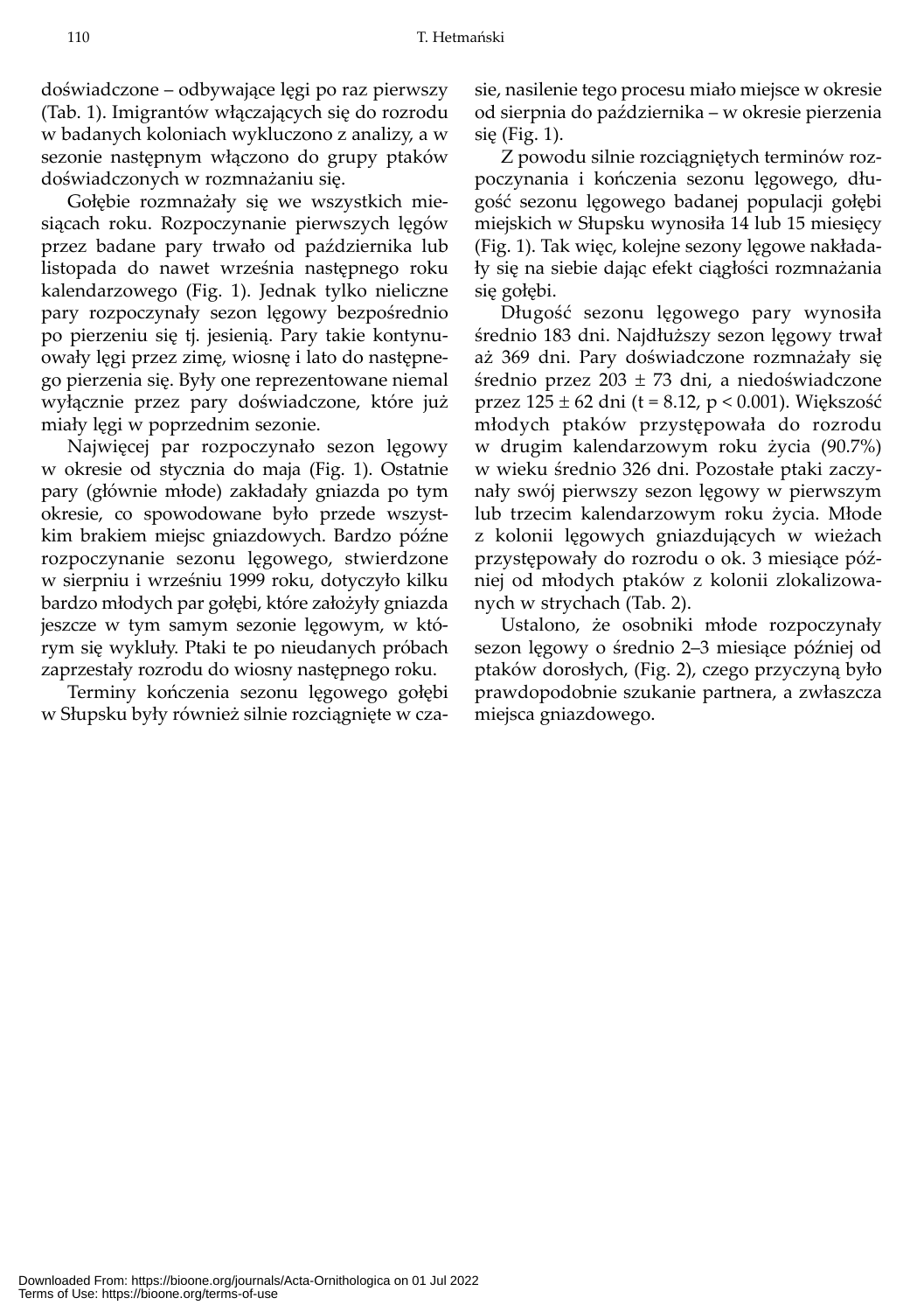doświadczone – odbywające lęgi po raz pierwszy (Tab. 1). Imigrantów włączających się do rozrodu w badanych koloniach wykluczono z analizy, a w sezonie następnym włączono do grupy ptaków doświadczonych w rozmnażaniu się.

Gołębie rozmnażały się we wszystkich miesiącach roku. Rozpoczynanie pierwszych lęgów przez badane pary trwało od października lub listopada do nawet września następnego roku kalendarzowego (Fig. 1). Jednak tylko nieliczne pary rozpoczynały sezon lęgowy bezpośrednio po pierzeniu się tj. jesienią. Pary takie kontynuowały lęgi przez zimę, wiosnę i lato do następnego pierzenia się. Były one reprezentowane niemal wyłącznie przez pary doświadczone, które już miały lęgi w poprzednim sezonie.

Najwięcej par rozpoczynało sezon lęgowy w okresie od stycznia do maja (Fig. 1). Ostatnie pary (głównie młode) zakładały gniazda po tym okresie, co spowodowane było przede wszystkim brakiem miejsc gniazdowych. Bardzo późne rozpoczynanie sezonu lęgowego, stwierdzone w sierpniu i wrześniu 1999 roku, dotyczyło kilku bardzo młodych par gołębi, które założyły gniazda jeszcze w tym samym sezonie lęgowym, w którym się wykluły. Ptaki te po nieudanych próbach zaprzestały rozrodu do wiosny następnego roku.

Terminy kończenia sezonu lęgowego gołębi w Słupsku były również silnie rozciągnięte w czasie, nasilenie tego procesu miało miejsce w okresie od sierpnia do października – w okresie pierzenia się (Fig. 1).

Z powodu silnie rozciągniętych terminów rozpoczynania i kończenia sezonu lęgowego, długość sezonu lęgowego badanej populacji gołębi miejskich w Słupsku wynosiła 14 lub 15 miesięcy (Fig. 1). Tak więc, kolejne sezony lęgowe nakładały się na siebie dając efekt ciągłości rozmnażania się gołębi.

Długość sezonu lęgowego pary wynosiła średnio 183 dni. Najdłuższy sezon lęgowy trwał aż 369 dni. Pary doświadczone rozmnażały się średnio przez 203 ± 73 dni, a niedoświadczone przez 125 ± 62 dni ($t = 8.12$, $p < 0.001$). Większość młodych ptaków przystępowała do rozrodu w drugim kalendarzowym roku życia (90.7%) w wieku średnio 326 dni. Pozostałe ptaki zaczynały swój pierwszy sezon lęgowy w pierwszym lub trzecim kalendarzowym roku życia. Młode z kolonii lęgowych gniazdujących w wieżach przystępowały do rozrodu o ok. 3 miesiące później od młodych ptaków z kolonii zlokalizowanych w strychach (Tab. 2).

Ustalono, że osobniki młode rozpoczynały sezon lęgowy o średnio 2–3 miesiące później od ptaków dorosłych, (Fig. 2), czego przyczyną było prawdopodobnie szukanie partnera, a zwłaszcza miejsca gniazdowego.